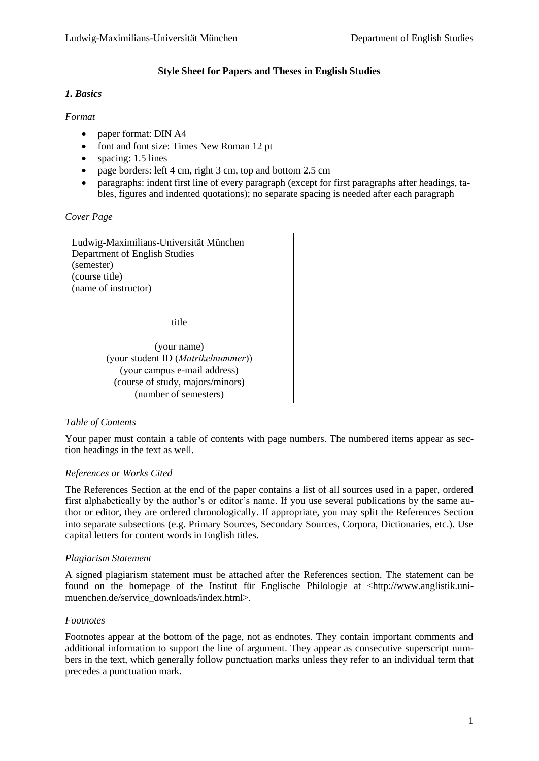# Style Sheet for Papers and Theses in English Studies

## *1. Basics*

### *Format*

- paper format: DIN A4
- font and font size: Times New Roman 12 pt
- spacing: 1.5 lines
- page borders: left 4 cm, right 3 cm, top and bottom 2.5 cm
- paragraphs: indent first line of every paragraph (except for first paragraphs after headings, tables, figures and indented quotations); no separate spacing is needed after each paragraph

### *Cover Page*

```
Ludwig-Maximilians-Universität München
Department of English Studies
(semester)
(course title)
(name of instructor)


                    title

                (your name)
      (your student ID (Matrikelnummer))
        (your campus e-mail address)
      (course of study, majors/minors)
            (number of semesters)
```

### *Table of Contents*

Your paper must contain a table of contents with page numbers. The numbered items appear as section headings in the text as well.

### *References or Works Cited*

The References Section at the end of the paper contains a list of all sources used in a paper, ordered first alphabetically by the author's or editor's name. If you use several publications by the same author or editor, they are ordered chronologically. If appropriate, you may split the References Section into separate subsections (e.g. Primary Sources, Secondary Sources, Corpora, Dictionaries, etc.). Use capital letters for content words in English titles.

### *Plagiarism Statement*

A signed plagiarism statement must be attached after the References section. The statement can be found on the homepage of the Institut für Englische Philologie at <http://www.anglistik.uni-muenchen.de/service_downloads/index.html>.

### *Footnotes*

Footnotes appear at the bottom of the page, not as endnotes. They contain important comments and additional information to support the line of argument. They appear as consecutive superscript numbers in the text, which generally follow punctuation marks unless they refer to an individual term that precedes a punctuation mark.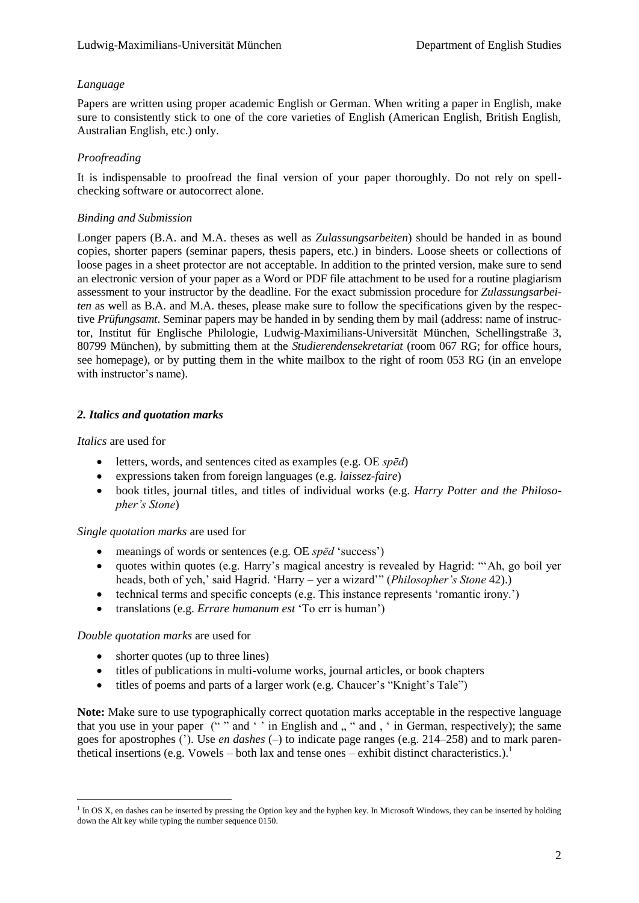*Language*

Papers are written using proper academic English or German. When writing a paper in English, make sure to consistently stick to one of the core varieties of English (American English, British English, Australian English, etc.) only.

*Proofreading*

It is indispensable to proofread the final version of your paper thoroughly. Do not rely on spell-checking software or autocorrect alone.

*Binding and Submission*

Longer papers (B.A. and M.A. theses as well as *Zulassungsarbeiten*) should be handed in as bound copies, shorter papers (seminar papers, thesis papers, etc.) in binders. Loose sheets or collections of loose pages in a sheet protector are not acceptable. In addition to the printed version, make sure to send an electronic version of your paper as a Word or PDF file attachment to be used for a routine plagiarism assessment to your instructor by the deadline. For the exact submission procedure for *Zulassungsarbeiten* as well as B.A. and M.A. theses, please make sure to follow the specifications given by the respective *Prüfungsamt*. Seminar papers may be handed in by sending them by mail (address: name of instructor, Institut für Englische Philologie, Ludwig-Maximilians-Universität München, Schellingstraße 3, 80799 München), by submitting them at the *Studierendensekretariat* (room 067 RG; for office hours, see homepage), or by putting them in the white mailbox to the right of room 053 RG (in an envelope with instructor's name).

## *2. Italics and quotation marks*

*Italics* are used for

- letters, words, and sentences cited as examples (e.g. OE *spēd*)
- expressions taken from foreign languages (e.g. *laissez-faire*)
- book titles, journal titles, and titles of individual works (e.g. *Harry Potter and the Philosopher's Stone*)

*Single quotation marks* are used for

- meanings of words or sentences (e.g. OE *spēd* 'success')
- quotes within quotes (e.g. Harry's magical ancestry is revealed by Hagrid: "'Ah, go boil yer heads, both of yeh,' said Hagrid. 'Harry – yer a wizard'" (*Philosopher's Stone* 42).)
- technical terms and specific concepts (e.g. This instance represents 'romantic irony.')
- translations (e.g. *Errare humanum est* 'To err is human')

*Double quotation marks* are used for

- shorter quotes (up to three lines)
- titles of publications in multi-volume works, journal articles, or book chapters
- titles of poems and parts of a larger work (e.g. Chaucer's "Knight's Tale")

**Note:** Make sure to use typographically correct quotation marks acceptable in the respective language that you use in your paper (" " and ' ' in English and „ " and ‚ ' in German, respectively); the same goes for apostrophes ('). Use *en dashes* (–) to indicate page ranges (e.g. 214–258) and to mark parenthetical insertions (e.g. Vowels – both lax and tense ones – exhibit distinct characteristics.).[1]

[1] In OS X, en dashes can be inserted by pressing the Option key and the hyphen key. In Microsoft Windows, they can be inserted by holding down the Alt key while typing the number sequence 0150.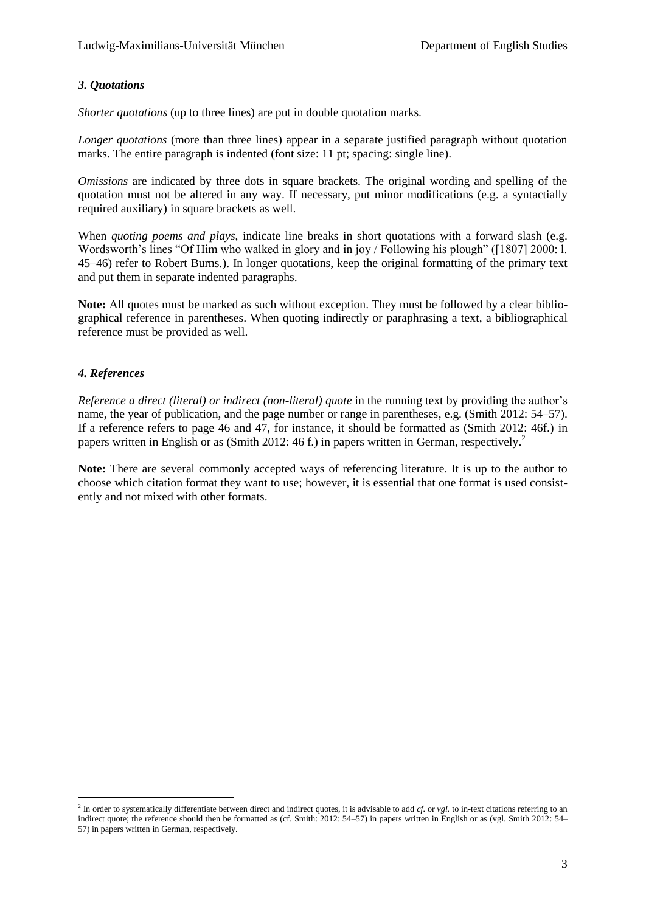### *3. Quotations*

*Shorter quotations* (up to three lines) are put in double quotation marks.

*Longer quotations* (more than three lines) appear in a separate justified paragraph without quotation marks. The entire paragraph is indented (font size: 11 pt; spacing: single line).

*Omissions* are indicated by three dots in square brackets. The original wording and spelling of the quotation must not be altered in any way. If necessary, put minor modifications (e.g. a syntactially required auxiliary) in square brackets as well.

When *quoting poems and plays*, indicate line breaks in short quotations with a forward slash (e.g. Wordsworth's lines "Of Him who walked in glory and in joy / Following his plough" ([1807] 2000: l. 45–46) refer to Robert Burns.). In longer quotations, keep the original formatting of the primary text and put them in separate indented paragraphs.

**Note:** All quotes must be marked as such without exception. They must be followed by a clear bibliographical reference in parentheses. When quoting indirectly or paraphrasing a text, a bibliographical reference must be provided as well.

### *4. References*

*Reference a direct (literal) or indirect (non-literal) quote* in the running text by providing the author's name, the year of publication, and the page number or range in parentheses, e.g. (Smith 2012: 54–57). If a reference refers to page 46 and 47, for instance, it should be formatted as (Smith 2012: 46f.) in papers written in English or as (Smith 2012: 46 f.) in papers written in German, respectively.[2]

**Note:** There are several commonly accepted ways of referencing literature. It is up to the author to choose which citation format they want to use; however, it is essential that one format is used consistently and not mixed with other formats.

---

[2] In order to systematically differentiate between direct and indirect quotes, it is advisable to add *cf.* or *vgl.* to in-text citations referring to an indirect quote; the reference should then be formatted as (cf. Smith: 2012: 54–57) in papers written in English or as (vgl. Smith 2012: 54–57) in papers written in German, respectively.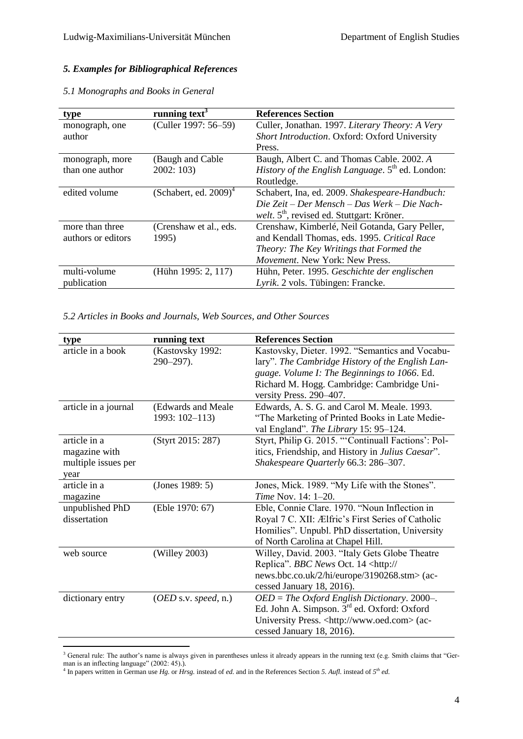### *5. Examples for Bibliographical References*

*5.1 Monographs and Books in General*

| type | running text[3] | References Section |
|---|---|---|
| monograph, one author | (Culler 1997: 56–59) | Culler, Jonathan. 1997. *Literary Theory: A Very Short Introduction*. Oxford: Oxford University Press. |
| monograph, more than one author | (Baugh and Cable 2002: 103) | Baugh, Albert C. and Thomas Cable. 2002. *A History of the English Language*. 5th ed. London: Routledge. |
| edited volume | (Schabert, ed. 2009)[4] | Schabert, Ina, ed. 2009. *Shakespeare-Handbuch: Die Zeit – Der Mensch – Das Werk – Die Nachwelt*. 5th, revised ed. Stuttgart: Kröner. |
| more than three authors or editors | (Crenshaw et al., eds. 1995) | Crenshaw, Kimberlé, Neil Gotanda, Gary Peller, and Kendall Thomas, eds. 1995. *Critical Race Theory: The Key Writings that Formed the Movement*. New York: New Press. |
| multi-volume publication | (Hühn 1995: 2, 117) | Hühn, Peter. 1995. *Geschichte der englischen Lyrik*. 2 vols. Tübingen: Francke. |

*5.2 Articles in Books and Journals, Web Sources, and Other Sources*

| type | running text | References Section |
|---|---|---|
| article in a book | (Kastovsky 1992: 290–297). | Kastovsky, Dieter. 1992. "Semantics and Vocabulary". *The Cambridge History of the English Language. Volume I: The Beginnings to 1066*. Ed. Richard M. Hogg. Cambridge: Cambridge University Press. 290–407. |
| article in a journal | (Edwards and Meale 1993: 102–113) | Edwards, A. S. G. and Carol M. Meale. 1993. "The Marketing of Printed Books in Late Medieval England". *The Library* 15: 95–124. |
| article in a magazine with multiple issues per year | (Styrt 2015: 287) | Styrt, Philip G. 2015. "'Continuall Factions': Politics, Friendship, and History in *Julius Caesar*". *Shakespeare Quarterly* 66.3: 286–307. |
| article in a magazine | (Jones 1989: 5) | Jones, Mick. 1989. "My Life with the Stones". *Time* Nov. 14: 1–20. |
| unpublished PhD dissertation | (Eble 1970: 67) | Eble, Connie Clare. 1970. "Noun Inflection in Royal 7 C. XII: Ælfric's First Series of Catholic Homilies". Unpubl. PhD dissertation, University of North Carolina at Chapel Hill. |
| web source | (Willey 2003) | Willey, David. 2003. "Italy Gets Globe Theatre Replica". *BBC News* Oct. 14 <http://news.bbc.co.uk/2/hi/europe/3190268.stm> (accessed January 18, 2016). |
| dictionary entry | (*OED* s.v. *speed*, n.) | *OED = The Oxford English Dictionary*. 2000–. Ed. John A. Simpson. 3rd ed. Oxford: Oxford University Press. <http://www.oed.com> (accessed January 18, 2016). |

[3] General rule: The author's name is always given in parentheses unless it already appears in the running text (e.g. Smith claims that "German is an inflecting language" (2002: 45).).

[4] In papers written in German use *Hg.* or *Hrsg.* instead of *ed.* and in the References Section *5. Aufl.* instead of *5th ed.*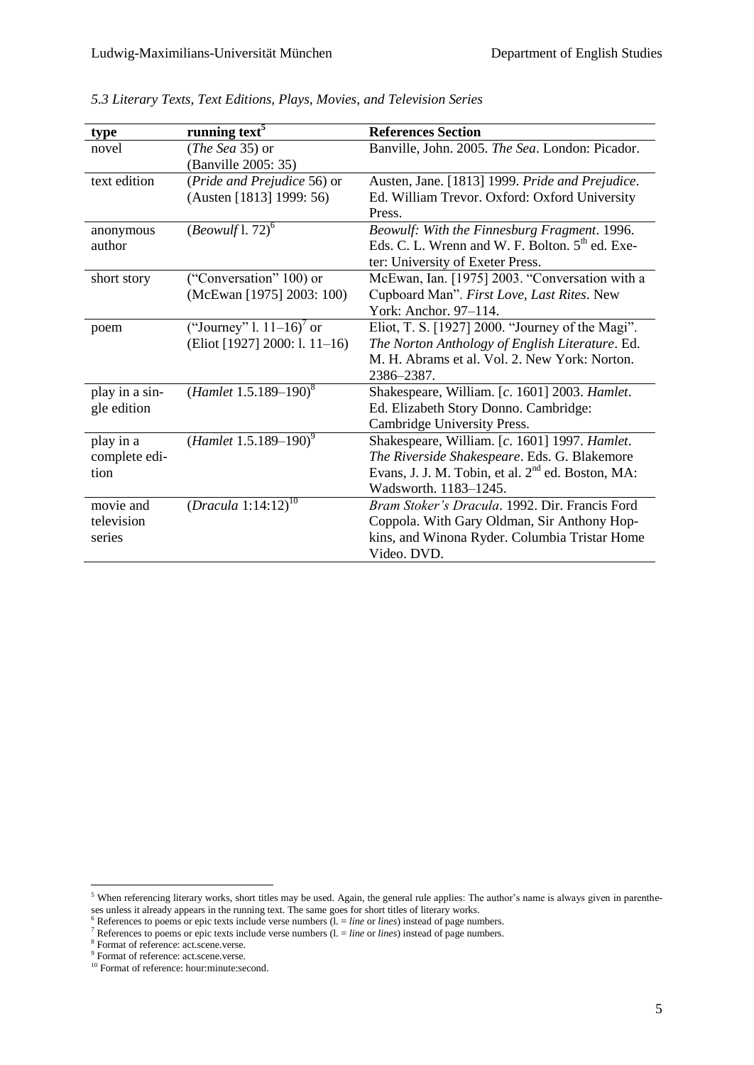*5.3 Literary Texts, Text Editions, Plays, Movies, and Television Series*

| type | running text[5] | References Section |
|---|---|---|
| novel | (*The Sea* 35) or (Banville 2005: 35) | Banville, John. 2005. *The Sea*. London: Picador. |
| text edition | (*Pride and Prejudice* 56) or (Austen [1813] 1999: 56) | Austen, Jane. [1813] 1999. *Pride and Prejudice*. Ed. William Trevor. Oxford: Oxford University Press. |
| anonymous author | (*Beowulf* l. 72)[6] | *Beowulf: With the Finnesburg Fragment*. 1996. Eds. C. L. Wrenn and W. F. Bolton. 5th ed. Exeter: University of Exeter Press. |
| short story | ("Conversation" 100) or (McEwan [1975] 2003: 100) | McEwan, Ian. [1975] 2003. "Conversation with a Cupboard Man". *First Love, Last Rites*. New York: Anchor. 97–114. |
| poem | ("Journey" l. 11–16)[7] or (Eliot [1927] 2000: l. 11–16) | Eliot, T. S. [1927] 2000. "Journey of the Magi". *The Norton Anthology of English Literature*. Ed. M. H. Abrams et al. Vol. 2. New York: Norton. 2386–2387. |
| play in a single edition | (*Hamlet* 1.5.189–190)[8] | Shakespeare, William. [*c*. 1601] 2003. *Hamlet*. Ed. Elizabeth Story Donno. Cambridge: Cambridge University Press. |
| play in a complete edition | (*Hamlet* 1.5.189–190)[9] | Shakespeare, William. [*c*. 1601] 1997. *Hamlet*. *The Riverside Shakespeare*. Eds. G. Blakemore Evans, J. J. M. Tobin, et al. 2nd ed. Boston, MA: Wadsworth. 1183–1245. |
| movie and television series | (*Dracula* 1:14:12)[10] | *Bram Stoker's Dracula*. 1992. Dir. Francis Ford Coppola. With Gary Oldman, Sir Anthony Hopkins, and Winona Ryder. Columbia Tristar Home Video. DVD. |

[5] When referencing literary works, short titles may be used. Again, the general rule applies: The author's name is always given in parentheses unless it already appears in the running text. The same goes for short titles of literary works.
[6] References to poems or epic texts include verse numbers (l. = *line* or *lines*) instead of page numbers.
[7] References to poems or epic texts include verse numbers (l. = *line* or *lines*) instead of page numbers.
[8] Format of reference: act.scene.verse.
[9] Format of reference: act.scene.verse.
[10] Format of reference: hour:minute:second.